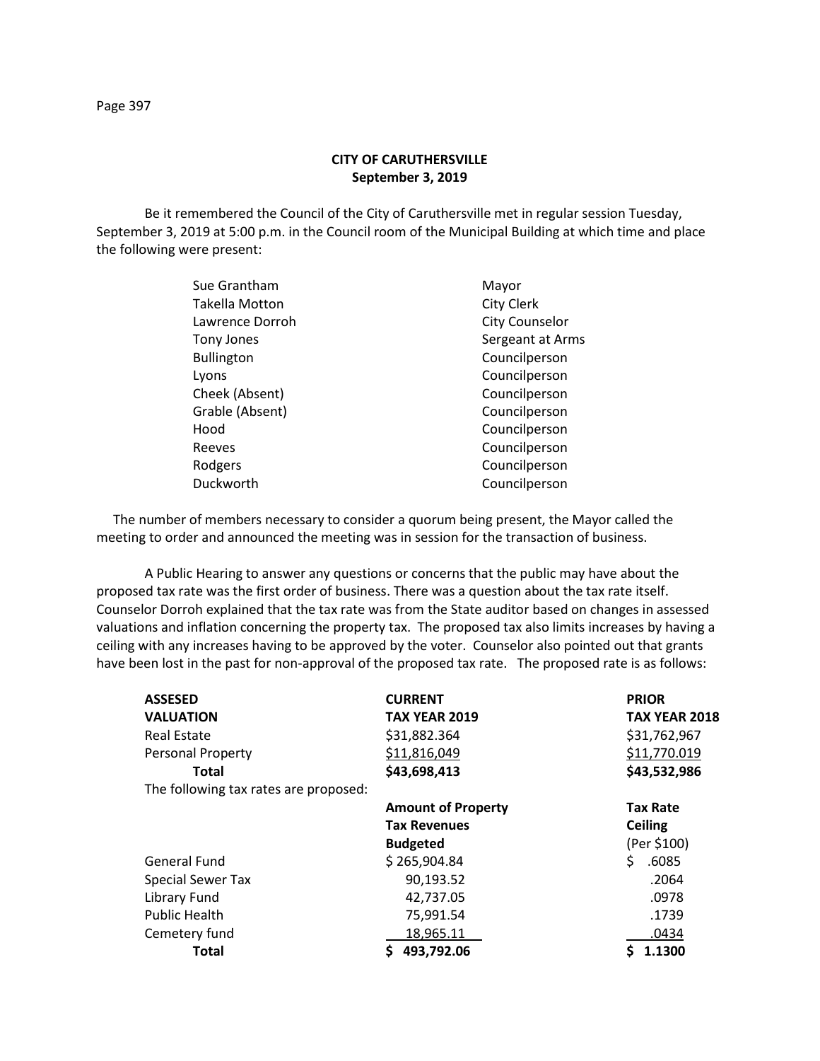# CITY OF CARUTHERSVILLE
## September 3, 2019

Be it remembered the Council of the City of Caruthersville met in regular session Tuesday, September 3, 2019 at 5:00 p.m. in the Council room of the Municipal Building at which time and place the following were present:

| | |
|---|---|
| Sue Grantham | Mayor |
| Takella Motton | City Clerk |
| Lawrence Dorroh | City Counselor |
| Tony Jones | Sergeant at Arms |
| Bullington | Councilperson |
| Lyons | Councilperson |
| Cheek (Absent) | Councilperson |
| Grable (Absent) | Councilperson |
| Hood | Councilperson |
| Reeves | Councilperson |
| Rodgers | Councilperson |
| Duckworth | Councilperson |

The number of members necessary to consider a quorum being present, the Mayor called the meeting to order and announced the meeting was in session for the transaction of business.

A Public Hearing to answer any questions or concerns that the public may have about the proposed tax rate was the first order of business. There was a question about the tax rate itself. Counselor Dorroh explained that the tax rate was from the State auditor based on changes in assessed valuations and inflation concerning the property tax. The proposed tax also limits increases by having a ceiling with any increases having to be approved by the voter. Counselor also pointed out that grants have been lost in the past for non-approval of the proposed tax rate. The proposed rate is as follows:

| **ASSESED VALUATION** | **CURRENT TAX YEAR 2019** | **PRIOR TAX YEAR 2018** |
|---|---|---|
| Real Estate | $31,882.364 | $31,762,967 |
| Personal Property | $11,816,049 | $11,770.019 |
| **Total** | **$43,698,413** | **$43,532,986** |
| The following tax rates are proposed: | | |
| | **Amount of Property Tax Revenues Budgeted** | **Tax Rate Ceiling** (Per $100) |
| General Fund | $ 265,904.84 | $ .6085 |
| Special Sewer Tax | 90,193.52 | .2064 |
| Library Fund | 42,737.05 | .0978 |
| Public Health | 75,991.54 | .1739 |
| Cemetery fund | 18,965.11 | .0434 |
| **Total** | **$ 493,792.06** | **$ 1.1300** |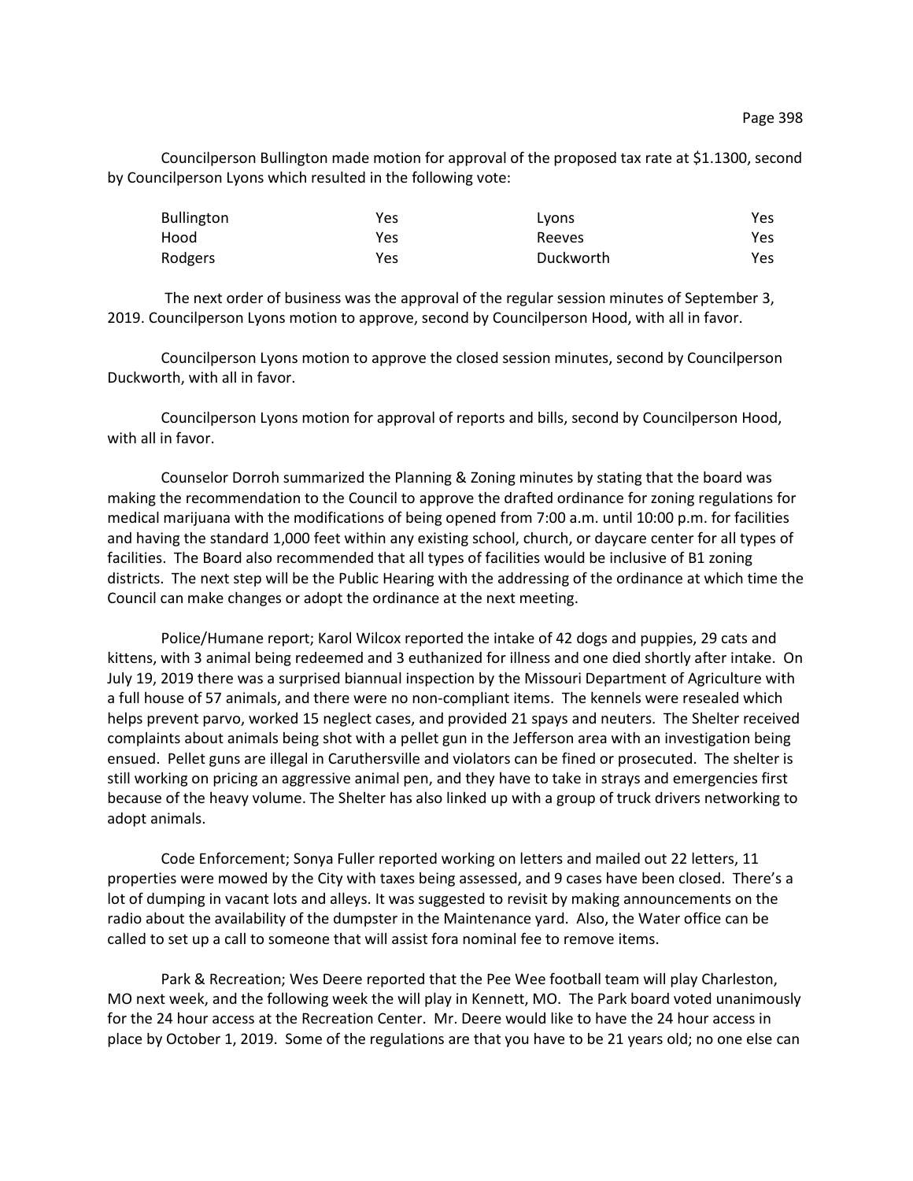Councilperson Bullington made motion for approval of the proposed tax rate at $1.1300, second by Councilperson Lyons which resulted in the following vote:

| | | | |
|---|---|---|---|
| Bullington | Yes | Lyons | Yes |
| Hood | Yes | Reeves | Yes |
| Rodgers | Yes | Duckworth | Yes |

The next order of business was the approval of the regular session minutes of September 3, 2019. Councilperson Lyons motion to approve, second by Councilperson Hood, with all in favor.

Councilperson Lyons motion to approve the closed session minutes, second by Councilperson Duckworth, with all in favor.

Councilperson Lyons motion for approval of reports and bills, second by Councilperson Hood, with all in favor.

Counselor Dorroh summarized the Planning & Zoning minutes by stating that the board was making the recommendation to the Council to approve the drafted ordinance for zoning regulations for medical marijuana with the modifications of being opened from 7:00 a.m. until 10:00 p.m. for facilities and having the standard 1,000 feet within any existing school, church, or daycare center for all types of facilities. The Board also recommended that all types of facilities would be inclusive of B1 zoning districts. The next step will be the Public Hearing with the addressing of the ordinance at which time the Council can make changes or adopt the ordinance at the next meeting.

Police/Humane report; Karol Wilcox reported the intake of 42 dogs and puppies, 29 cats and kittens, with 3 animal being redeemed and 3 euthanized for illness and one died shortly after intake. On July 19, 2019 there was a surprised biannual inspection by the Missouri Department of Agriculture with a full house of 57 animals, and there were no non-compliant items. The kennels were resealed which helps prevent parvo, worked 15 neglect cases, and provided 21 spays and neuters. The Shelter received complaints about animals being shot with a pellet gun in the Jefferson area with an investigation being ensued. Pellet guns are illegal in Caruthersville and violators can be fined or prosecuted. The shelter is still working on pricing an aggressive animal pen, and they have to take in strays and emergencies first because of the heavy volume. The Shelter has also linked up with a group of truck drivers networking to adopt animals.

Code Enforcement; Sonya Fuller reported working on letters and mailed out 22 letters, 11 properties were mowed by the City with taxes being assessed, and 9 cases have been closed. There's a lot of dumping in vacant lots and alleys. It was suggested to revisit by making announcements on the radio about the availability of the dumpster in the Maintenance yard. Also, the Water office can be called to set up a call to someone that will assist fora nominal fee to remove items.

Park & Recreation; Wes Deere reported that the Pee Wee football team will play Charleston, MO next week, and the following week the will play in Kennett, MO. The Park board voted unanimously for the 24 hour access at the Recreation Center. Mr. Deere would like to have the 24 hour access in place by October 1, 2019. Some of the regulations are that you have to be 21 years old; no one else can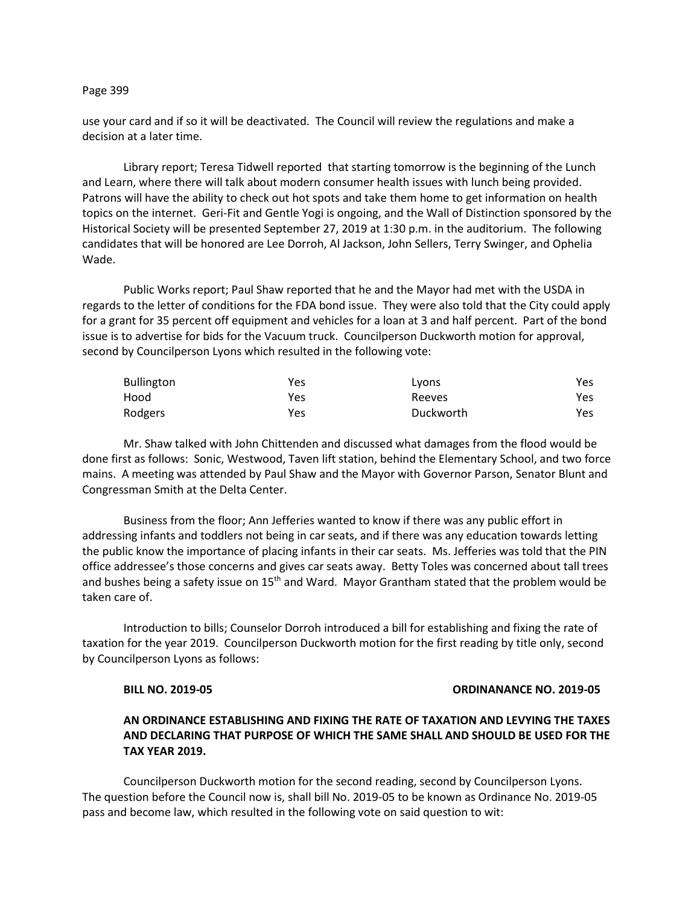use your card and if so it will be deactivated. The Council will review the regulations and make a decision at a later time.

Library report; Teresa Tidwell reported that starting tomorrow is the beginning of the Lunch and Learn, where there will talk about modern consumer health issues with lunch being provided. Patrons will have the ability to check out hot spots and take them home to get information on health topics on the internet. Geri-Fit and Gentle Yogi is ongoing, and the Wall of Distinction sponsored by the Historical Society will be presented September 27, 2019 at 1:30 p.m. in the auditorium. The following candidates that will be honored are Lee Dorroh, Al Jackson, John Sellers, Terry Swinger, and Ophelia Wade.

Public Works report; Paul Shaw reported that he and the Mayor had met with the USDA in regards to the letter of conditions for the FDA bond issue. They were also told that the City could apply for a grant for 35 percent off equipment and vehicles for a loan at 3 and half percent. Part of the bond issue is to advertise for bids for the Vacuum truck. Councilperson Duckworth motion for approval, second by Councilperson Lyons which resulted in the following vote:

| | | | |
|---|---|---|---|
| Bullington | Yes | Lyons | Yes |
| Hood | Yes | Reeves | Yes |
| Rodgers | Yes | Duckworth | Yes |

Mr. Shaw talked with John Chittenden and discussed what damages from the flood would be done first as follows: Sonic, Westwood, Taven lift station, behind the Elementary School, and two force mains. A meeting was attended by Paul Shaw and the Mayor with Governor Parson, Senator Blunt and Congressman Smith at the Delta Center.

Business from the floor; Ann Jefferies wanted to know if there was any public effort in addressing infants and toddlers not being in car seats, and if there was any education towards letting the public know the importance of placing infants in their car seats. Ms. Jefferies was told that the PIN office addressee's those concerns and gives car seats away. Betty Toles was concerned about tall trees and bushes being a safety issue on 15th and Ward. Mayor Grantham stated that the problem would be taken care of.

Introduction to bills; Counselor Dorroh introduced a bill for establishing and fixing the rate of taxation for the year 2019. Councilperson Duckworth motion for the first reading by title only, second by Councilperson Lyons as follows:

**BILL NO. 2019-05** **ORDINANANCE NO. 2019-05**

**AN ORDINANCE ESTABLISHING AND FIXING THE RATE OF TAXATION AND LEVYING THE TAXES AND DECLARING THAT PURPOSE OF WHICH THE SAME SHALL AND SHOULD BE USED FOR THE TAX YEAR 2019.**

Councilperson Duckworth motion for the second reading, second by Councilperson Lyons. The question before the Council now is, shall bill No. 2019-05 to be known as Ordinance No. 2019-05 pass and become law, which resulted in the following vote on said question to wit: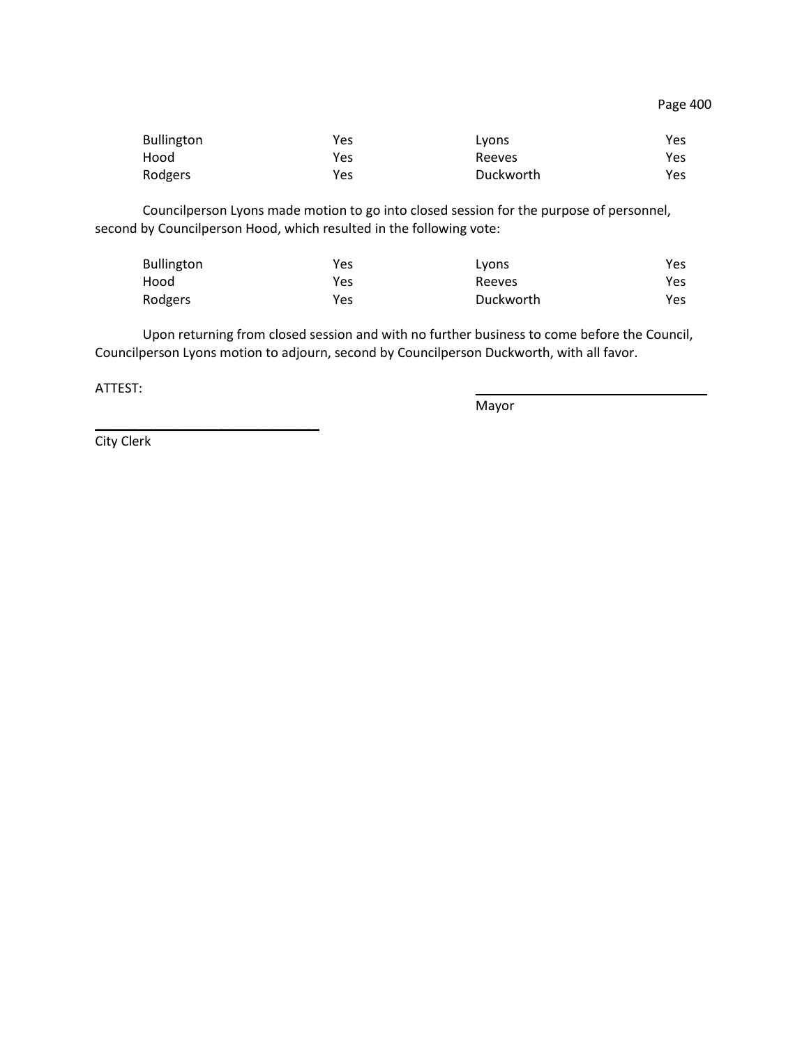| | | | |
|---|---|---|---|
| Bullington | Yes | Lyons | Yes |
| Hood | Yes | Reeves | Yes |
| Rodgers | Yes | Duckworth | Yes |

Councilperson Lyons made motion to go into closed session for the purpose of personnel, second by Councilperson Hood, which resulted in the following vote:

| | | | |
|---|---|---|---|
| Bullington | Yes | Lyons | Yes |
| Hood | Yes | Reeves | Yes |
| Rodgers | Yes | Duckworth | Yes |

Upon returning from closed session and with no further business to come before the Council, Councilperson Lyons motion to adjourn, second by Councilperson Duckworth, with all favor.

ATTEST:

_______________________________
Mayor

_______________________________
City Clerk